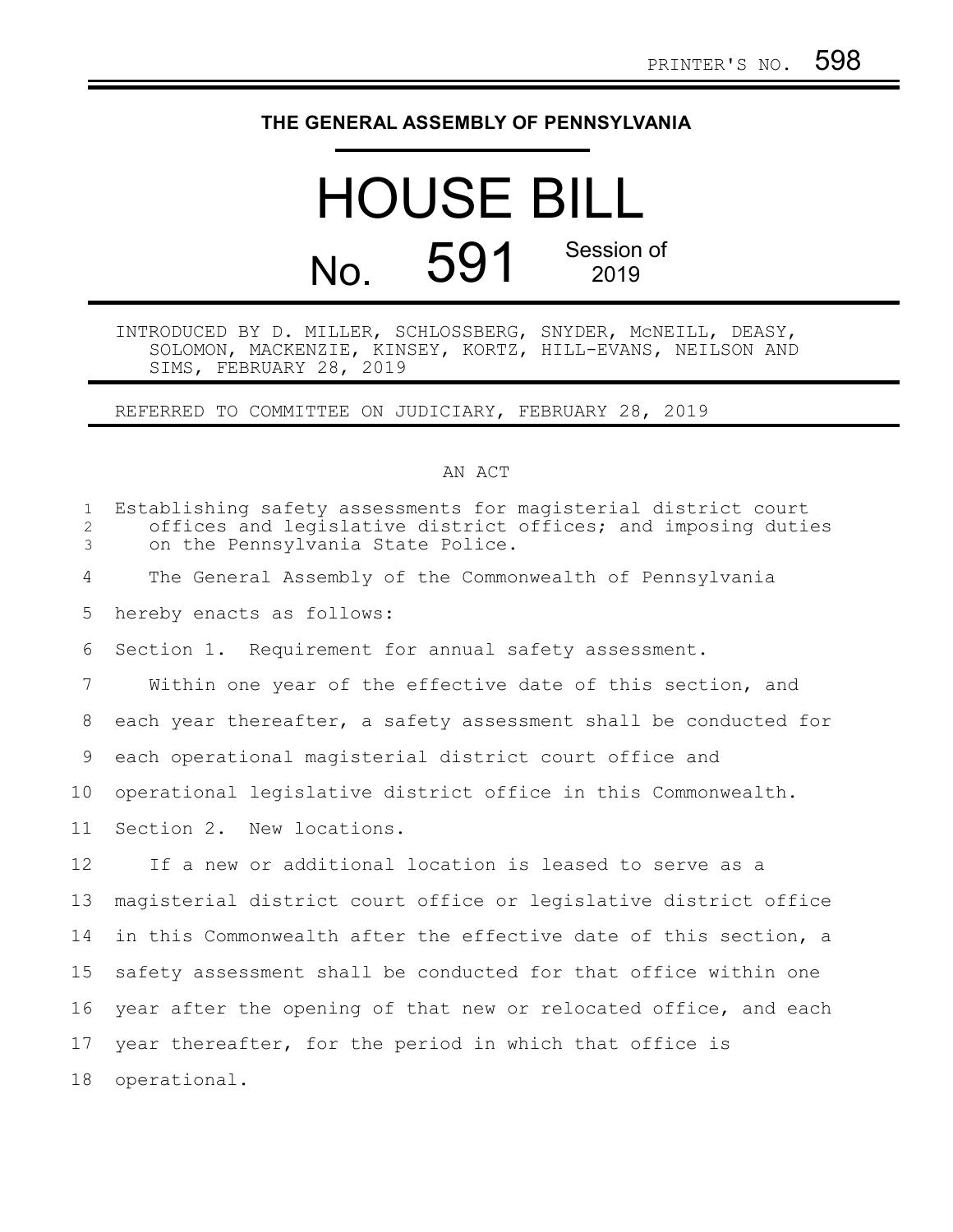PRINTER'S NO. 598

# THE GENERAL ASSEMBLY OF PENNSYLVANIA

# HOUSE BILL

## No. 591 Session of 2019

INTRODUCED BY D. MILLER, SCHLOSSBERG, SNYDER, McNEILL, DEASY, SOLOMON, MACKENZIE, KINSEY, KORTZ, HILL-EVANS, NEILSON AND SIMS, FEBRUARY 28, 2019

REFERRED TO COMMITTEE ON JUDICIARY, FEBRUARY 28, 2019

AN ACT

Establishing safety assessments for magisterial district court offices and legislative district offices; and imposing duties on the Pennsylvania State Police.

The General Assembly of the Commonwealth of Pennsylvania hereby enacts as follows:

Section 1. Requirement for annual safety assessment.

Within one year of the effective date of this section, and each year thereafter, a safety assessment shall be conducted for each operational magisterial district court office and operational legislative district office in this Commonwealth.

Section 2. New locations.

If a new or additional location is leased to serve as a magisterial district court office or legislative district office in this Commonwealth after the effective date of this section, a safety assessment shall be conducted for that office within one year after the opening of that new or relocated office, and each year thereafter, for the period in which that office is operational.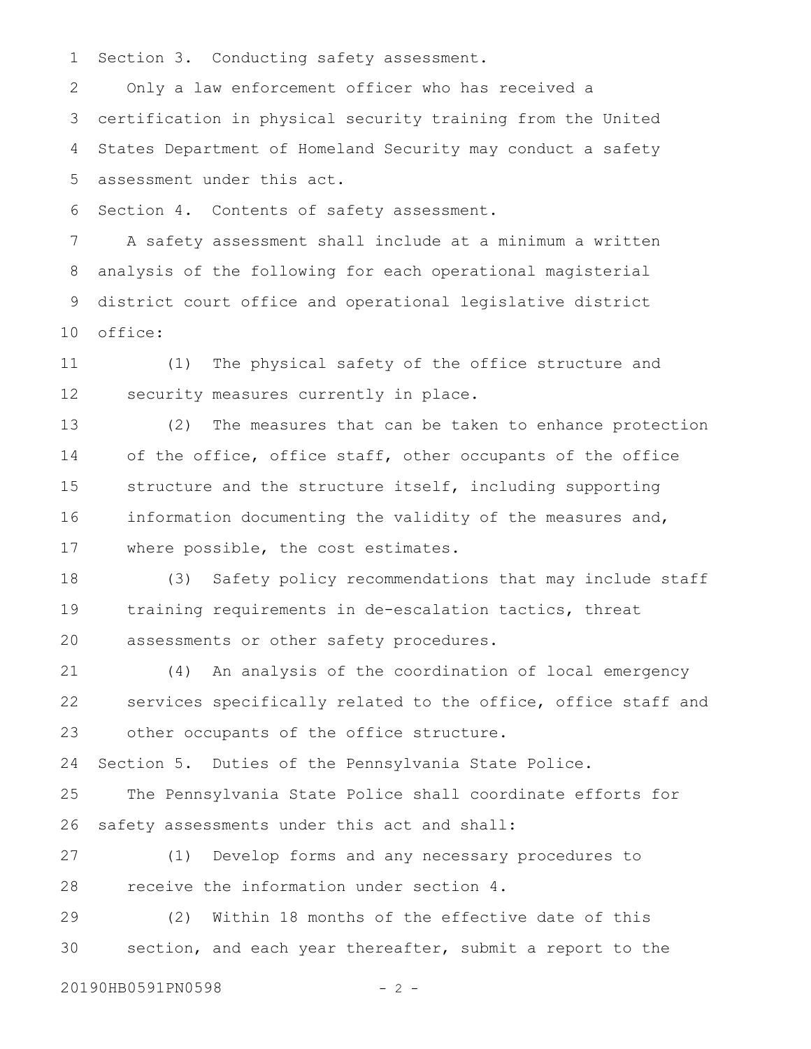Section 3. Conducting safety assessment.

Only a law enforcement officer who has received a certification in physical security training from the United States Department of Homeland Security may conduct a safety assessment under this act.

Section 4. Contents of safety assessment.

A safety assessment shall include at a minimum a written analysis of the following for each operational magisterial district court office and operational legislative district office:

(1) The physical safety of the office structure and security measures currently in place.

(2) The measures that can be taken to enhance protection of the office, office staff, other occupants of the office structure and the structure itself, including supporting information documenting the validity of the measures and, where possible, the cost estimates.

(3) Safety policy recommendations that may include staff training requirements in de-escalation tactics, threat assessments or other safety procedures.

(4) An analysis of the coordination of local emergency services specifically related to the office, office staff and other occupants of the office structure.

Section 5. Duties of the Pennsylvania State Police.

The Pennsylvania State Police shall coordinate efforts for safety assessments under this act and shall:

(1) Develop forms and any necessary procedures to receive the information under section 4.

(2) Within 18 months of the effective date of this section, and each year thereafter, submit a report to the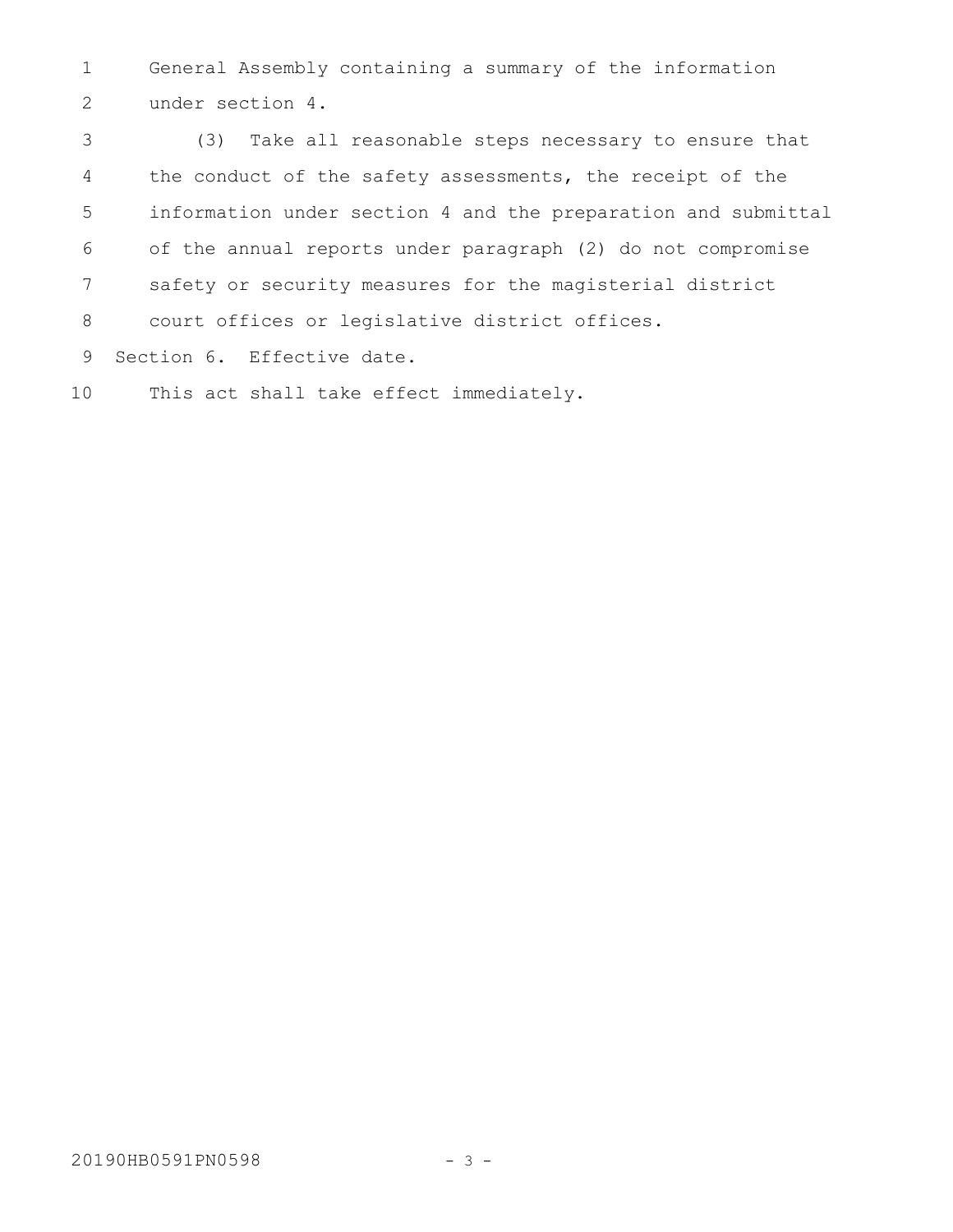General Assembly containing a summary of the information under section 4.

(3) Take all reasonable steps necessary to ensure that the conduct of the safety assessments, the receipt of the information under section 4 and the preparation and submittal of the annual reports under paragraph (2) do not compromise safety or security measures for the magisterial district court offices or legislative district offices.

Section 6. Effective date.

This act shall take effect immediately.